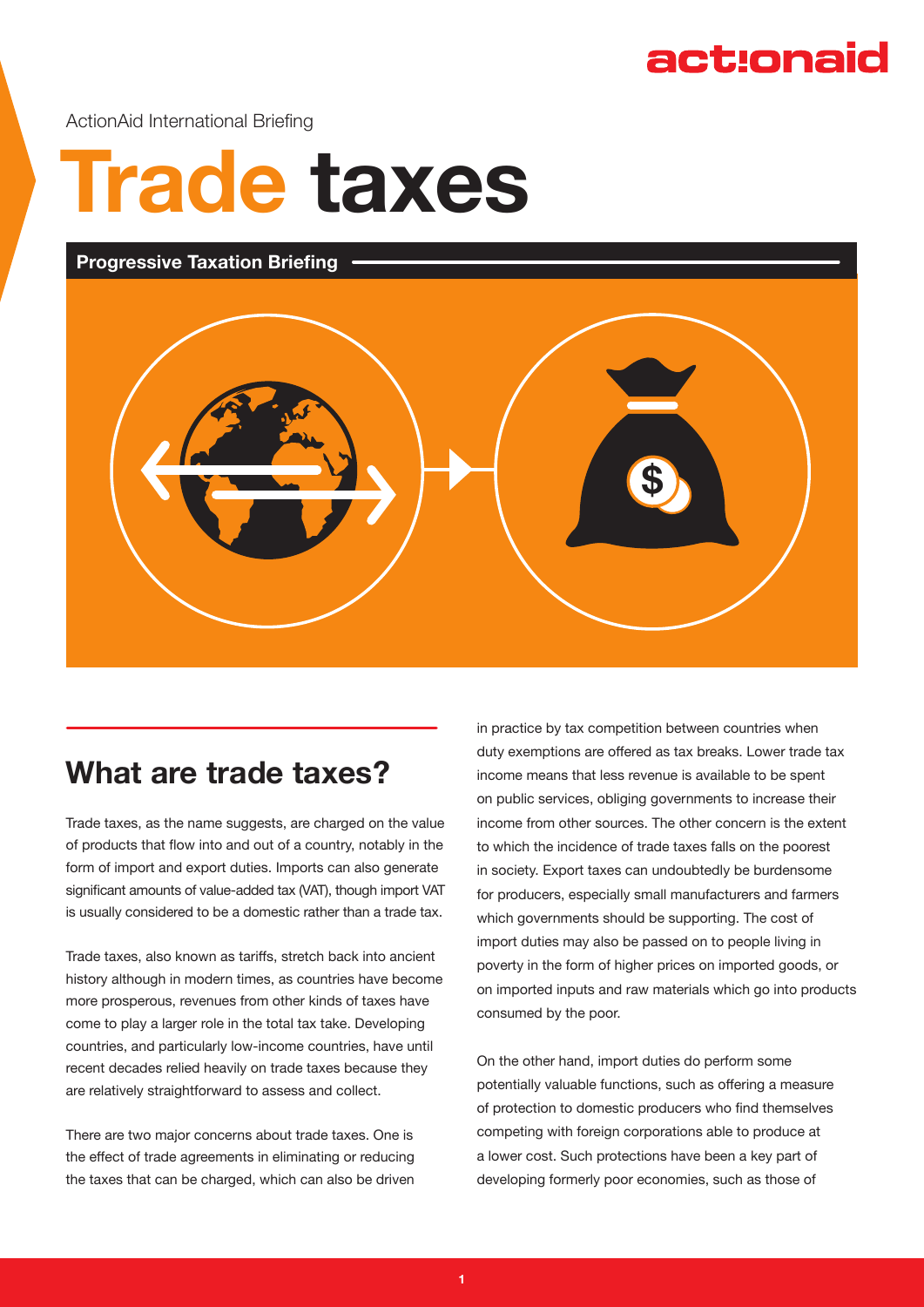ActionAid International Briefing

# Trade taxes

**Progressive Taxation Briefing**

## What are trade taxes?

Trade taxes, as the name suggests, are charged on the value of products that flow into and out of a country, notably in the form of import and export duties. Imports can also generate significant amounts of value-added tax (VAT), though import VAT is usually considered to be a domestic rather than a trade tax.

Trade taxes, also known as tariffs, stretch back into ancient history although in modern times, as countries have become more prosperous, revenues from other kinds of taxes have come to play a larger role in the total tax take. Developing countries, and particularly low-income countries, have until recent decades relied heavily on trade taxes because they are relatively straightforward to assess and collect.

There are two major concerns about trade taxes. One is the effect of trade agreements in eliminating or reducing the taxes that can be charged, which can also be driven in practice by tax competition between countries when duty exemptions are offered as tax breaks. Lower trade tax income means that less revenue is available to be spent on public services, obliging governments to increase their income from other sources. The other concern is the extent to which the incidence of trade taxes falls on the poorest in society. Export taxes can undoubtedly be burdensome for producers, especially small manufacturers and farmers which governments should be supporting. The cost of import duties may also be passed on to people living in poverty in the form of higher prices on imported goods, or on imported inputs and raw materials which go into products consumed by the poor.

On the other hand, import duties do perform some potentially valuable functions, such as offering a measure of protection to domestic producers who find themselves competing with foreign corporations able to produce at a lower cost. Such protections have been a key part of developing formerly poor economies, such as those of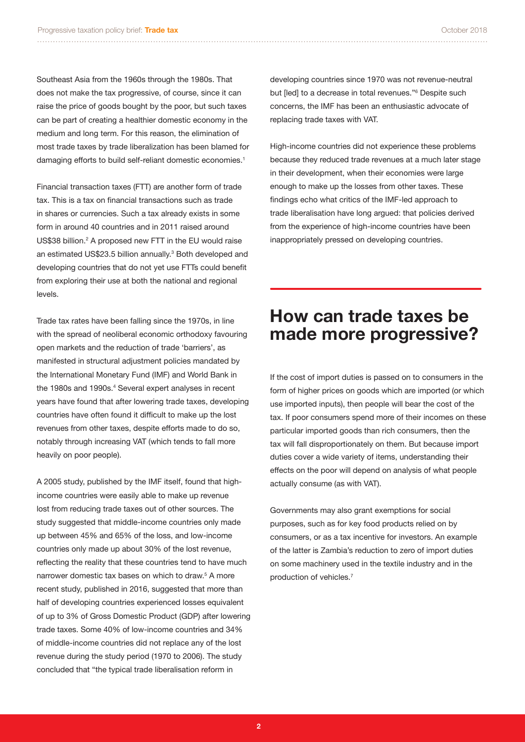Southeast Asia from the 1960s through the 1980s. That does not make the tax progressive, of course, since it can raise the price of goods bought by the poor, but such taxes can be part of creating a healthier domestic economy in the medium and long term. For this reason, the elimination of most trade taxes by trade liberalization has been blamed for damaging efforts to build self-reliant domestic economies.[1]

Financial transaction taxes (FTT) are another form of trade tax. This is a tax on financial transactions such as trade in shares or currencies. Such a tax already exists in some form in around 40 countries and in 2011 raised around US$38 billion.[2] A proposed new FTT in the EU would raise an estimated US$23.5 billion annually.[3] Both developed and developing countries that do not yet use FTTs could benefit from exploring their use at both the national and regional levels.

Trade tax rates have been falling since the 1970s, in line with the spread of neoliberal economic orthodoxy favouring open markets and the reduction of trade 'barriers', as manifested in structural adjustment policies mandated by the International Monetary Fund (IMF) and World Bank in the 1980s and 1990s.[4] Several expert analyses in recent years have found that after lowering trade taxes, developing countries have often found it difficult to make up the lost revenues from other taxes, despite efforts made to do so, notably through increasing VAT (which tends to fall more heavily on poor people).

A 2005 study, published by the IMF itself, found that high-income countries were easily able to make up revenue lost from reducing trade taxes out of other sources. The study suggested that middle-income countries only made up between 45% and 65% of the loss, and low-income countries only made up about 30% of the lost revenue, reflecting the reality that these countries tend to have much narrower domestic tax bases on which to draw.[5] A more recent study, published in 2016, suggested that more than half of developing countries experienced losses equivalent of up to 3% of Gross Domestic Product (GDP) after lowering trade taxes. Some 40% of low-income countries and 34% of middle-income countries did not replace any of the lost revenue during the study period (1970 to 2006). The study concluded that "the typical trade liberalisation reform in developing countries since 1970 was not revenue-neutral but [led] to a decrease in total revenues."[6] Despite such concerns, the IMF has been an enthusiastic advocate of replacing trade taxes with VAT.

High-income countries did not experience these problems because they reduced trade revenues at a much later stage in their development, when their economies were large enough to make up the losses from other taxes. These findings echo what critics of the IMF-led approach to trade liberalisation have long argued: that policies derived from the experience of high-income countries have been inappropriately pressed on developing countries.

## How can trade taxes be made more progressive?

If the cost of import duties is passed on to consumers in the form of higher prices on goods which are imported (or which use imported inputs), then people will bear the cost of the tax. If poor consumers spend more of their incomes on these particular imported goods than rich consumers, then the tax will fall disproportionately on them. But because import duties cover a wide variety of items, understanding their effects on the poor will depend on analysis of what people actually consume (as with VAT).

Governments may also grant exemptions for social purposes, such as for key food products relied on by consumers, or as a tax incentive for investors. An example of the latter is Zambia's reduction to zero of import duties on some machinery used in the textile industry and in the production of vehicles.[7]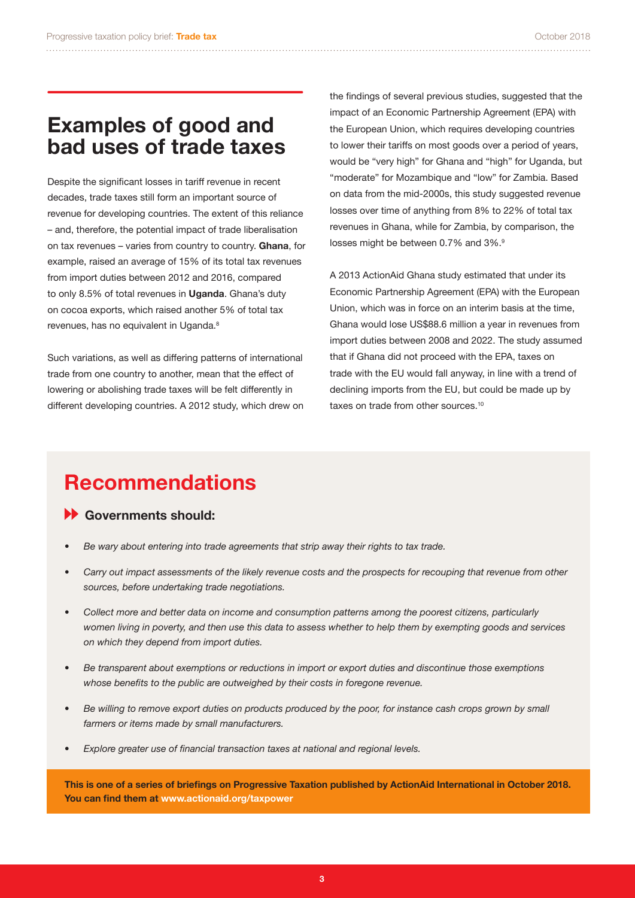## Examples of good and bad uses of trade taxes

Despite the significant losses in tariff revenue in recent decades, trade taxes still form an important source of revenue for developing countries. The extent of this reliance – and, therefore, the potential impact of trade liberalisation on tax revenues – varies from country to country. **Ghana**, for example, raised an average of 15% of its total tax revenues from import duties between 2012 and 2016, compared to only 8.5% of total revenues in **Uganda**. Ghana's duty on cocoa exports, which raised another 5% of total tax revenues, has no equivalent in Uganda.[8]

Such variations, as well as differing patterns of international trade from one country to another, mean that the effect of lowering or abolishing trade taxes will be felt differently in different developing countries. A 2012 study, which drew on the findings of several previous studies, suggested that the impact of an Economic Partnership Agreement (EPA) with the European Union, which requires developing countries to lower their tariffs on most goods over a period of years, would be "very high" for Ghana and "high" for Uganda, but "moderate" for Mozambique and "low" for Zambia. Based on data from the mid-2000s, this study suggested revenue losses over time of anything from 8% to 22% of total tax revenues in Ghana, while for Zambia, by comparison, the losses might be between 0.7% and 3%.[9]

A 2013 ActionAid Ghana study estimated that under its Economic Partnership Agreement (EPA) with the European Union, which was in force on an interim basis at the time, Ghana would lose US$88.6 million a year in revenues from import duties between 2008 and 2022. The study assumed that if Ghana did not proceed with the EPA, taxes on trade with the EU would fall anyway, in line with a trend of declining imports from the EU, but could be made up by taxes on trade from other sources.[10]

## Recommendations

### Governments should:

- *Be wary about entering into trade agreements that strip away their rights to tax trade.*
- *Carry out impact assessments of the likely revenue costs and the prospects for recouping that revenue from other sources, before undertaking trade negotiations.*
- *Collect more and better data on income and consumption patterns among the poorest citizens, particularly women living in poverty, and then use this data to assess whether to help them by exempting goods and services on which they depend from import duties.*
- *Be transparent about exemptions or reductions in import or export duties and discontinue those exemptions whose benefits to the public are outweighed by their costs in foregone revenue.*
- *Be willing to remove export duties on products produced by the poor, for instance cash crops grown by small farmers or items made by small manufacturers.*
- *Explore greater use of financial transaction taxes at national and regional levels.*

**This is one of a series of briefings on Progressive Taxation published by ActionAid International in October 2018. You can find them at www.actionaid.org/taxpower**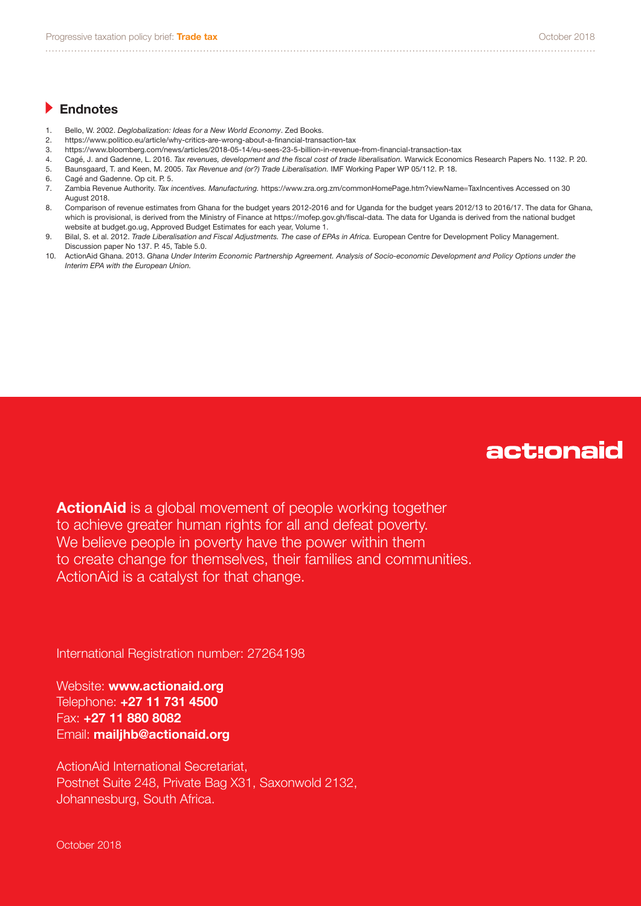## Endnotes

1. Bello, W. 2002. *Deglobalization: Ideas for a New World Economy*. Zed Books.
2. https://www.politico.eu/article/why-critics-are-wrong-about-a-financial-transaction-tax
3. https://www.bloomberg.com/news/articles/2018-05-14/eu-sees-23-5-billion-in-revenue-from-financial-transaction-tax
4. Cagé, J. and Gadenne, L. 2016. *Tax revenues, development and the fiscal cost of trade liberalisation.* Warwick Economics Research Papers No. 1132. P. 20.
5. Baunsgaard, T. and Keen, M. 2005. *Tax Revenue and (or?) Trade Liberalisation.* IMF Working Paper WP 05/112. P. 18.
6. Cagé and Gadenne. Op cit. P. 5.
7. Zambia Revenue Authority. *Tax incentives. Manufacturing.* https://www.zra.org.zm/commonHomePage.htm?viewName=TaxIncentives Accessed on 30 August 2018.
8. Comparison of revenue estimates from Ghana for the budget years 2012-2016 and for Uganda for the budget years 2012/13 to 2016/17. The data for Ghana, which is provisional, is derived from the Ministry of Finance at https://mofep.gov.gh/fiscal-data. The data for Uganda is derived from the national budget website at budget.go.ug, Approved Budget Estimates for each year, Volume 1.
9. Bilal, S. et al. 2012. *Trade Liberalisation and Fiscal Adjustments. The case of EPAs in Africa.* European Centre for Development Policy Management. Discussion paper No 137. P. 45, Table 5.0.
10. ActionAid Ghana. 2013. *Ghana Under Interim Economic Partnership Agreement. Analysis of Socio-economic Development and Policy Options under the Interim EPA with the European Union.*

actionaid

**ActionAid** is a global movement of people working together to achieve greater human rights for all and defeat poverty. We believe people in poverty have the power within them to create change for themselves, their families and communities. ActionAid is a catalyst for that change.

International Registration number: 27264198

Website: **www.actionaid.org**
Telephone: **+27 11 731 4500**
Fax: **+27 11 880 8082**
Email: **mailjhb@actionaid.org**

ActionAid International Secretariat,
Postnet Suite 248, Private Bag X31, Saxonwold 2132,
Johannesburg, South Africa.

October 2018